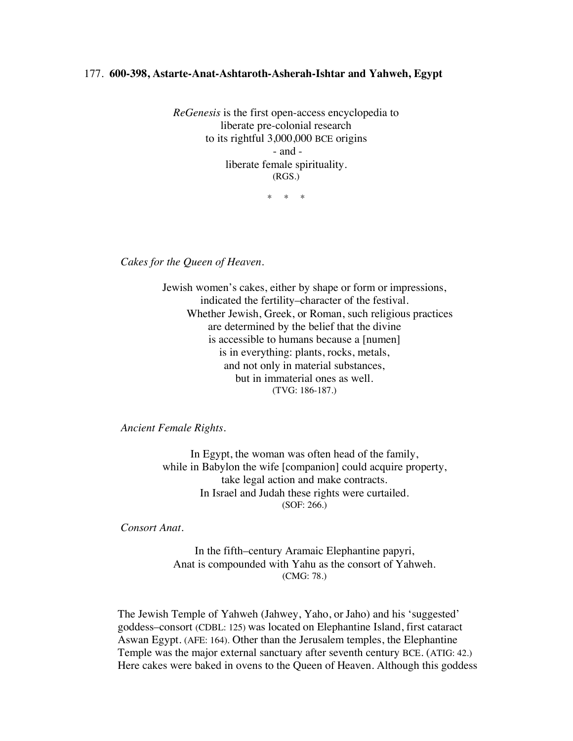177. **600-398, Astarte-Anat-Ashtaroth-Asherah-Ishtar and Yahweh, Egypt**

*ReGenesis* is the first open-access encyclopedia to
liberate pre-colonial research
to its rightful 3,000,000 BCE origins
\- and -
liberate female spirituality.
(RGS.)

\* \* \*

*Cakes for the Queen of Heaven.*

> Jewish women's cakes, either by shape or form or impressions,
> indicated the fertility–character of the festival.
> Whether Jewish, Greek, or Roman, such religious practices
> are determined by the belief that the divine
> is accessible to humans because a [numen]
> is in everything: plants, rocks, metals,
> and not only in material substances,
> but in immaterial ones as well.
> (TVG: 186-187.)

*Ancient Female Rights.*

> In Egypt, the woman was often head of the family,
> while in Babylon the wife [companion] could acquire property,
> take legal action and make contracts.
> In Israel and Judah these rights were curtailed.
> (SOF: 266.)

*Consort Anat.*

> In the fifth–century Aramaic Elephantine papyri,
> Anat is compounded with Yahu as the consort of Yahweh.
> (CMG: 78.)

The Jewish Temple of Yahweh (Jahwey, Yaho, or Jaho) and his 'suggested' goddess–consort (CDBL: 125) was located on Elephantine Island, first cataract Aswan Egypt. (AFE: 164). Other than the Jerusalem temples, the Elephantine Temple was the major external sanctuary after seventh century BCE. (ATIG: 42.) Here cakes were baked in ovens to the Queen of Heaven. Although this goddess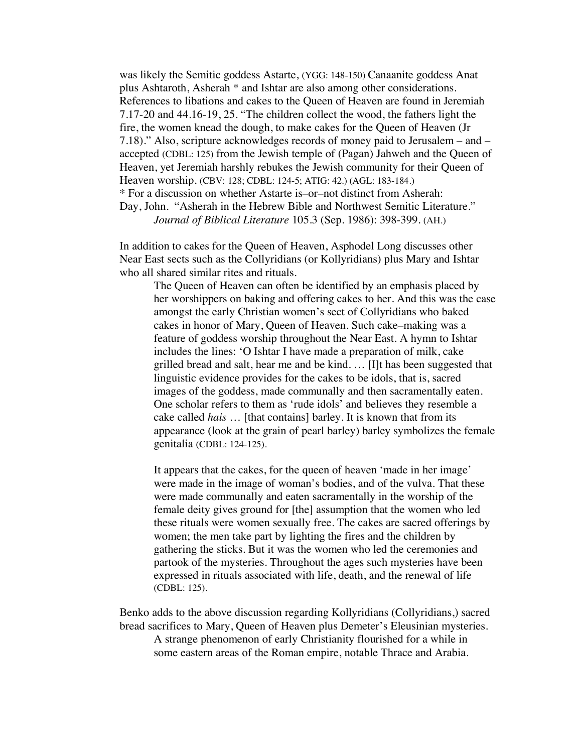was likely the Semitic goddess Astarte, (YGG: 148-150) Canaanite goddess Anat plus Ashtaroth, Asherah * and Ishtar are also among other considerations. References to libations and cakes to the Queen of Heaven are found in Jeremiah 7.17-20 and 44.16-19, 25. "The children collect the wood, the fathers light the fire, the women knead the dough, to make cakes for the Queen of Heaven (Jr 7.18)." Also, scripture acknowledges records of money paid to Jerusalem – and – accepted (CDBL: 125) from the Jewish temple of (Pagan) Jahweh and the Queen of Heaven, yet Jeremiah harshly rebukes the Jewish community for their Queen of Heaven worship. (CBV: 128; CDBL: 124-5; ATIG: 42.) (AGL: 183-184.)

* For a discussion on whether Astarte is–or–not distinct from Asherah:
Day, John. "Asherah in the Hebrew Bible and Northwest Semitic Literature." *Journal of Biblical Literature* 105.3 (Sep. 1986): 398-399. (AH.)

In addition to cakes for the Queen of Heaven, Asphodel Long discusses other Near East sects such as the Collyridians (or Kollyridians) plus Mary and Ishtar who all shared similar rites and rituals.

> The Queen of Heaven can often be identified by an emphasis placed by her worshippers on baking and offering cakes to her. And this was the case amongst the early Christian women's sect of Collyridians who baked cakes in honor of Mary, Queen of Heaven. Such cake–making was a feature of goddess worship throughout the Near East. A hymn to Ishtar includes the lines: 'O Ishtar I have made a preparation of milk, cake grilled bread and salt, hear me and be kind. … [I]t has been suggested that linguistic evidence provides for the cakes to be idols, that is, sacred images of the goddess, made communally and then sacramentally eaten. One scholar refers to them as 'rude idols' and believes they resemble a cake called *hais* … [that contains] barley. It is known that from its appearance (look at the grain of pearl barley) barley symbolizes the female genitalia (CDBL: 124-125).
>
> It appears that the cakes, for the queen of heaven 'made in her image' were made in the image of woman's bodies, and of the vulva. That these were made communally and eaten sacramentally in the worship of the female deity gives ground for [the] assumption that the women who led these rituals were women sexually free. The cakes are sacred offerings by women; the men take part by lighting the fires and the children by gathering the sticks. But it was the women who led the ceremonies and partook of the mysteries. Throughout the ages such mysteries have been expressed in rituals associated with life, death, and the renewal of life (CDBL: 125).

Benko adds to the above discussion regarding Kollyridians (Collyridians,) sacred bread sacrifices to Mary, Queen of Heaven plus Demeter's Eleusinian mysteries.

> A strange phenomenon of early Christianity flourished for a while in some eastern areas of the Roman empire, notable Thrace and Arabia.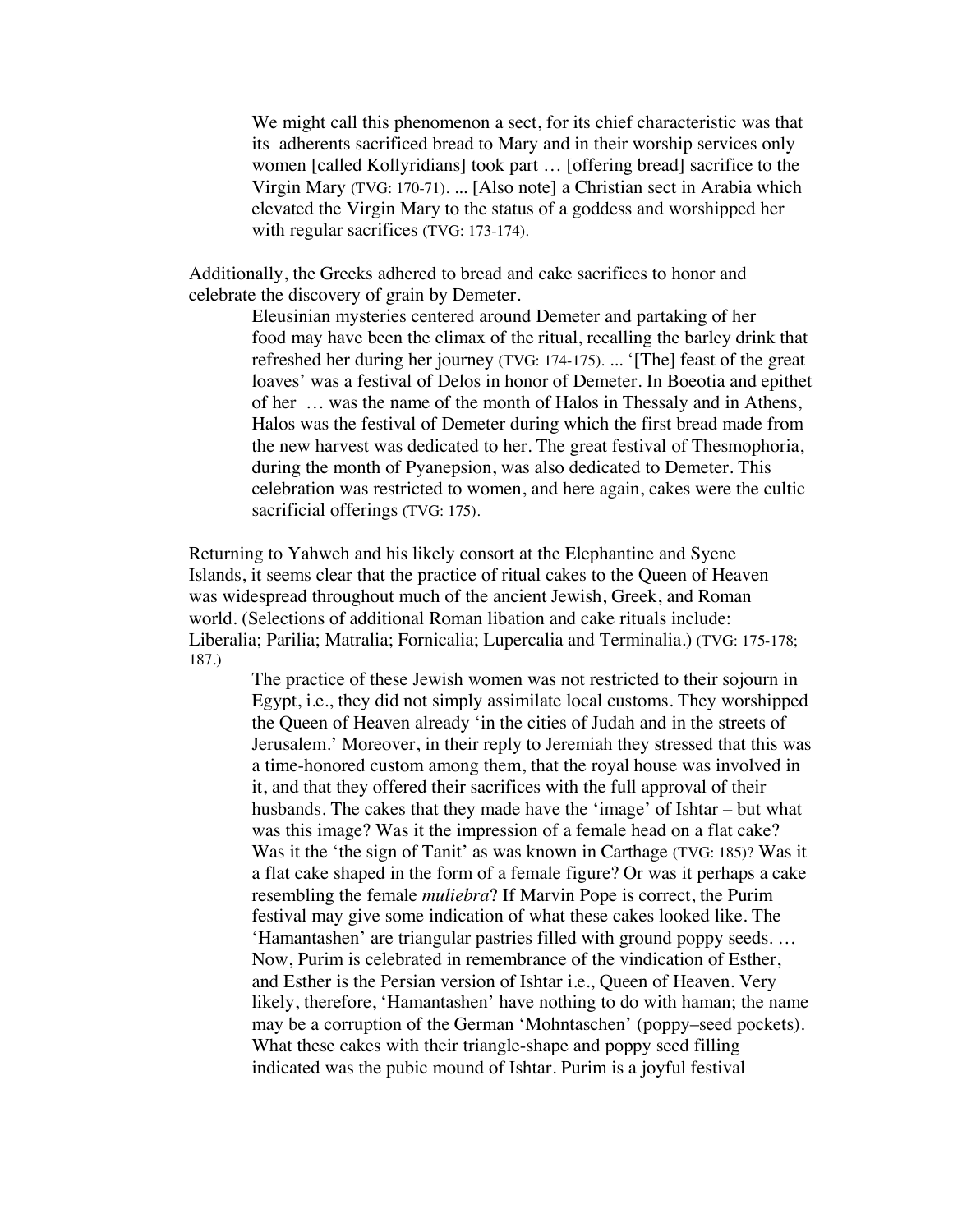> We might call this phenomenon a sect, for its chief characteristic was that its adherents sacrificed bread to Mary and in their worship services only women [called Kollyridians] took part … [offering bread] sacrifice to the Virgin Mary (TVG: 170-71). ... [Also note] a Christian sect in Arabia which elevated the Virgin Mary to the status of a goddess and worshipped her with regular sacrifices (TVG: 173-174).

Additionally, the Greeks adhered to bread and cake sacrifices to honor and celebrate the discovery of grain by Demeter.

> Eleusinian mysteries centered around Demeter and partaking of her food may have been the climax of the ritual, recalling the barley drink that refreshed her during her journey (TVG: 174-175). ... '[The] feast of the great loaves' was a festival of Delos in honor of Demeter. In Boeotia and epithet of her … was the name of the month of Halos in Thessaly and in Athens, Halos was the festival of Demeter during which the first bread made from the new harvest was dedicated to her. The great festival of Thesmophoria, during the month of Pyanepsion, was also dedicated to Demeter. This celebration was restricted to women, and here again, cakes were the cultic sacrificial offerings (TVG: 175).

Returning to Yahweh and his likely consort at the Elephantine and Syene Islands, it seems clear that the practice of ritual cakes to the Queen of Heaven was widespread throughout much of the ancient Jewish, Greek, and Roman world. (Selections of additional Roman libation and cake rituals include: Liberalia; Parilia; Matralia; Fornicalia; Lupercalia and Terminalia.) (TVG: 175-178; 187.)

> The practice of these Jewish women was not restricted to their sojourn in Egypt, i.e., they did not simply assimilate local customs. They worshipped the Queen of Heaven already 'in the cities of Judah and in the streets of Jerusalem.' Moreover, in their reply to Jeremiah they stressed that this was a time-honored custom among them, that the royal house was involved in it, and that they offered their sacrifices with the full approval of their husbands. The cakes that they made have the 'image' of Ishtar – but what was this image? Was it the impression of a female head on a flat cake? Was it the 'the sign of Tanit' as was known in Carthage (TVG: 185)? Was it a flat cake shaped in the form of a female figure? Or was it perhaps a cake resembling the female *muliebra*? If Marvin Pope is correct, the Purim festival may give some indication of what these cakes looked like. The 'Hamantashen' are triangular pastries filled with ground poppy seeds. … Now, Purim is celebrated in remembrance of the vindication of Esther, and Esther is the Persian version of Ishtar i.e., Queen of Heaven. Very likely, therefore, 'Hamantashen' have nothing to do with haman; the name may be a corruption of the German 'Mohntaschen' (poppy–seed pockets). What these cakes with their triangle-shape and poppy seed filling indicated was the pubic mound of Ishtar. Purim is a joyful festival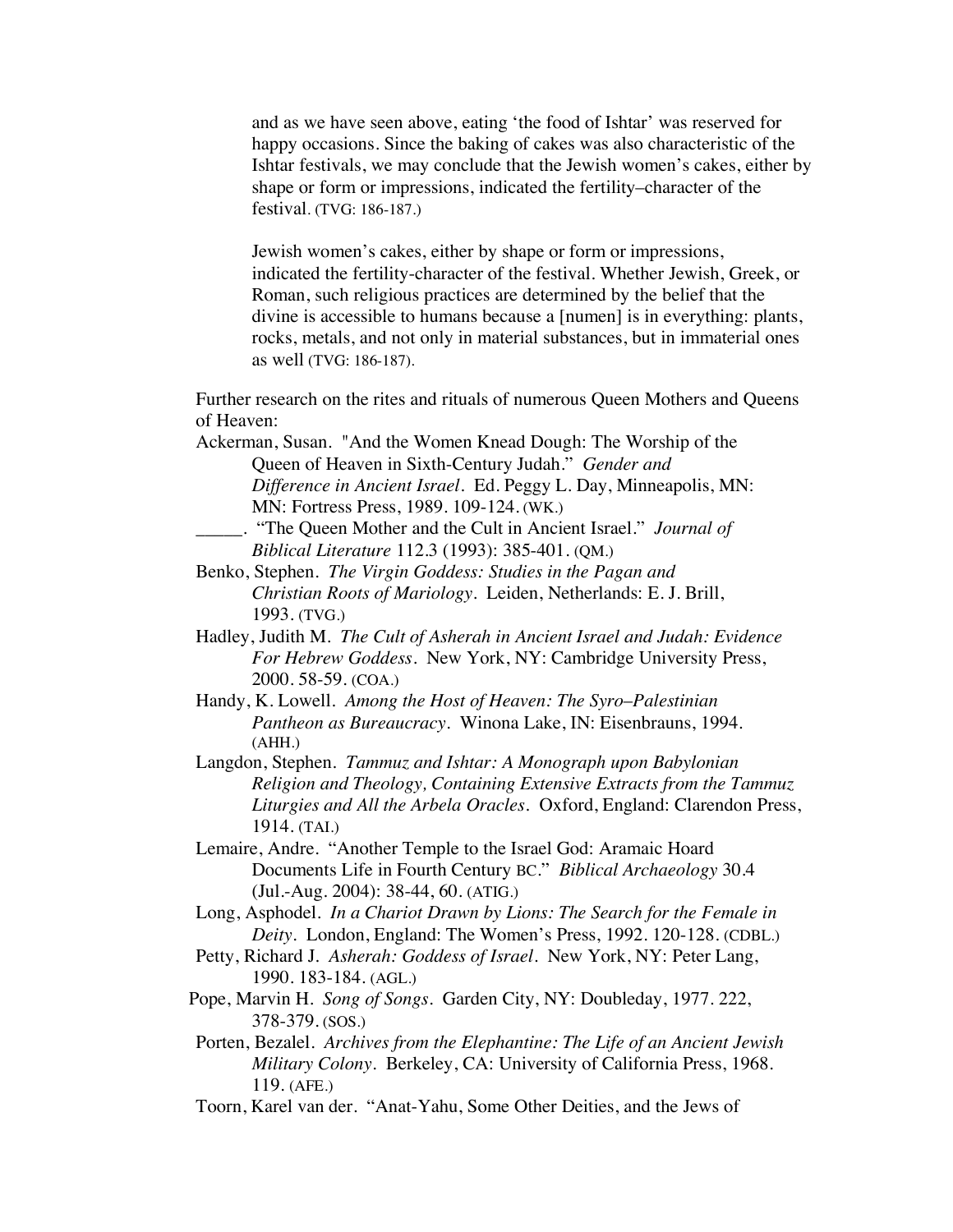> and as we have seen above, eating 'the food of Ishtar' was reserved for happy occasions. Since the baking of cakes was also characteristic of the Ishtar festivals, we may conclude that the Jewish women's cakes, either by shape or form or impressions, indicated the fertility–character of the festival. (TVG: 186-187.)
>
> Jewish women's cakes, either by shape or form or impressions, indicated the fertility-character of the festival. Whether Jewish, Greek, or Roman, such religious practices are determined by the belief that the divine is accessible to humans because a [numen] is in everything: plants, rocks, metals, and not only in material substances, but in immaterial ones as well (TVG: 186-187).

Further research on the rites and rituals of numerous Queen Mothers and Queens of Heaven:

Ackerman, Susan. "And the Women Knead Dough: The Worship of the Queen of Heaven in Sixth-Century Judah." *Gender and Difference in Ancient Israel*. Ed. Peggy L. Day, Minneapolis, MN: MN: Fortress Press, 1989. 109-124. (WK.)

_____. "The Queen Mother and the Cult in Ancient Israel." *Journal of Biblical Literature* 112.3 (1993): 385-401. (QM.)

Benko, Stephen. *The Virgin Goddess: Studies in the Pagan and Christian Roots of Mariology*. Leiden, Netherlands: E. J. Brill, 1993. (TVG.)

Hadley, Judith M. *The Cult of Asherah in Ancient Israel and Judah: Evidence For Hebrew Goddess*. New York, NY: Cambridge University Press, 2000. 58-59. (COA.)

Handy, K. Lowell. *Among the Host of Heaven: The Syro–Palestinian Pantheon as Bureaucracy*. Winona Lake, IN: Eisenbrauns, 1994. (AHH.)

Langdon, Stephen. *Tammuz and Ishtar: A Monograph upon Babylonian Religion and Theology, Containing Extensive Extracts from the Tammuz Liturgies and All the Arbela Oracles*. Oxford, England: Clarendon Press, 1914. (TAI.)

Lemaire, Andre. "Another Temple to the Israel God: Aramaic Hoard Documents Life in Fourth Century BC." *Biblical Archaeology* 30.4 (Jul.-Aug. 2004): 38-44, 60. (ATIG.)

Long, Asphodel. *In a Chariot Drawn by Lions: The Search for the Female in Deity*. London, England: The Women's Press, 1992. 120-128. (CDBL.)

Petty, Richard J. *Asherah: Goddess of Israel*. New York, NY: Peter Lang, 1990. 183-184. (AGL.)

Pope, Marvin H. *Song of Songs*. Garden City, NY: Doubleday, 1977. 222, 378-379. (SOS.)

Porten, Bezalel. *Archives from the Elephantine: The Life of an Ancient Jewish Military Colony*. Berkeley, CA: University of California Press, 1968. 119. (AFE.)

Toorn, Karel van der. "Anat-Yahu, Some Other Deities, and the Jews of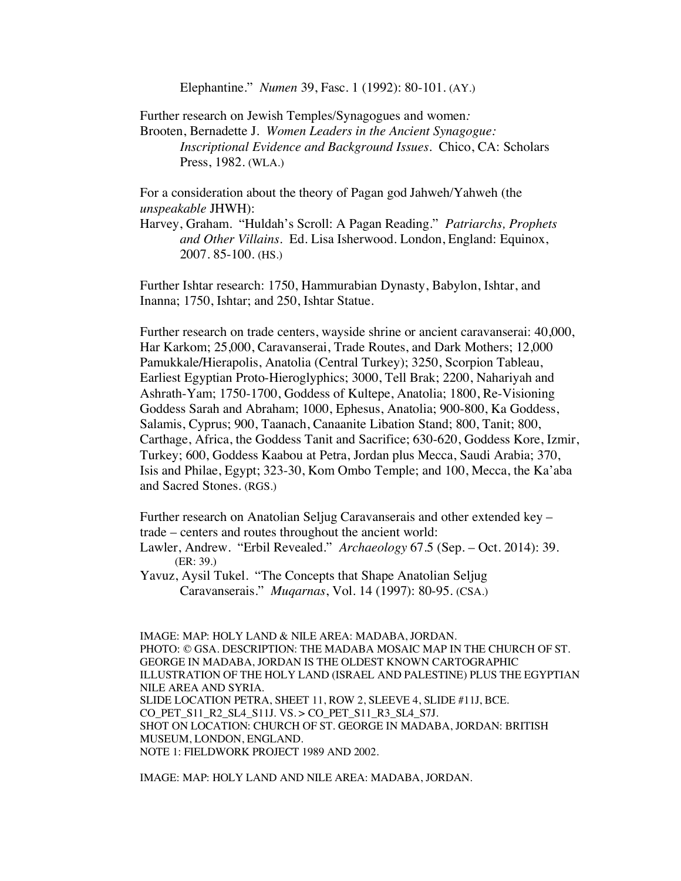Elephantine." *Numen* 39, Fasc. 1 (1992): 80-101. (AY.)

Further research on Jewish Temples/Synagogues and women*:*
Brooten, Bernadette J. *Women Leaders in the Ancient Synagogue: Inscriptional Evidence and Background Issues*. Chico, CA: Scholars Press, 1982. (WLA.)

For a consideration about the theory of Pagan god Jahweh/Yahweh (the *unspeakable* JHWH):
Harvey, Graham. "Huldah's Scroll: A Pagan Reading." *Patriarchs, Prophets and Other Villains*. Ed. Lisa Isherwood. London, England: Equinox, 2007. 85-100. (HS.)

Further Ishtar research: 1750, Hammurabian Dynasty, Babylon, Ishtar, and Inanna; 1750, Ishtar; and 250, Ishtar Statue.

Further research on trade centers, wayside shrine or ancient caravanserai: 40,000, Har Karkom; 25,000, Caravanserai, Trade Routes, and Dark Mothers; 12,000 Pamukkale/Hierapolis, Anatolia (Central Turkey); 3250, Scorpion Tableau, Earliest Egyptian Proto-Hieroglyphics; 3000, Tell Brak; 2200, Nahariyah and Ashrath-Yam; 1750-1700, Goddess of Kultepe, Anatolia; 1800, Re-Visioning Goddess Sarah and Abraham; 1000, Ephesus, Anatolia; 900-800, Ka Goddess, Salamis, Cyprus; 900, Taanach, Canaanite Libation Stand; 800, Tanit; 800, Carthage, Africa, the Goddess Tanit and Sacrifice; 630-620, Goddess Kore, Izmir, Turkey; 600, Goddess Kaabou at Petra, Jordan plus Mecca, Saudi Arabia; 370, Isis and Philae, Egypt; 323-30, Kom Ombo Temple; and 100, Mecca, the Ka'aba and Sacred Stones. (RGS.)

Further research on Anatolian Seljug Caravanserais and other extended key – trade – centers and routes throughout the ancient world:
Lawler, Andrew. "Erbil Revealed." *Archaeology* 67.5 (Sep. – Oct. 2014): 39. (ER: 39.)
Yavuz, Aysil Tukel. "The Concepts that Shape Anatolian Seljug Caravanserais." *Muqarnas*, Vol. 14 (1997): 80-95. (CSA.)

IMAGE: MAP: HOLY LAND & NILE AREA: MADABA, JORDAN.
PHOTO: © GSA. DESCRIPTION: THE MADABA MOSAIC MAP IN THE CHURCH OF ST. GEORGE IN MADABA, JORDAN IS THE OLDEST KNOWN CARTOGRAPHIC ILLUSTRATION OF THE HOLY LAND (ISRAEL AND PALESTINE) PLUS THE EGYPTIAN NILE AREA AND SYRIA.
SLIDE LOCATION PETRA, SHEET 11, ROW 2, SLEEVE 4, SLIDE #11J, BCE.
CO_PET_S11_R2_SL4_S11J. VS. > CO_PET_S11_R3_SL4_S7J.
SHOT ON LOCATION: CHURCH OF ST. GEORGE IN MADABA, JORDAN: BRITISH MUSEUM, LONDON, ENGLAND.
NOTE 1: FIELDWORK PROJECT 1989 AND 2002.

IMAGE: MAP: HOLY LAND AND NILE AREA: MADABA, JORDAN.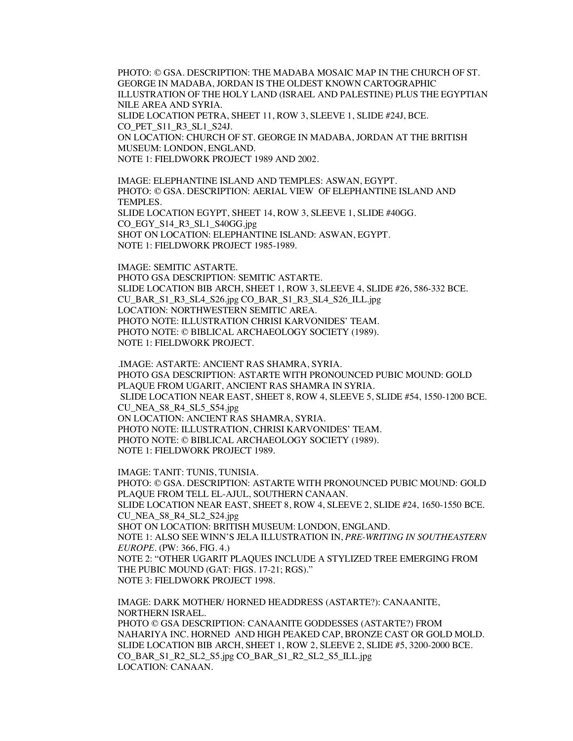PHOTO: © GSA. DESCRIPTION: THE MADABA MOSAIC MAP IN THE CHURCH OF ST. GEORGE IN MADABA, JORDAN IS THE OLDEST KNOWN CARTOGRAPHIC ILLUSTRATION OF THE HOLY LAND (ISRAEL AND PALESTINE) PLUS THE EGYPTIAN NILE AREA AND SYRIA.
SLIDE LOCATION PETRA, SHEET 11, ROW 3, SLEEVE 1, SLIDE #24J, BCE.
CO_PET_S11_R3_SL1_S24J.
ON LOCATION: CHURCH OF ST. GEORGE IN MADABA, JORDAN AT THE BRITISH MUSEUM: LONDON, ENGLAND.
NOTE 1: FIELDWORK PROJECT 1989 AND 2002.

IMAGE: ELEPHANTINE ISLAND AND TEMPLES: ASWAN, EGYPT.
PHOTO: © GSA. DESCRIPTION: AERIAL VIEW OF ELEPHANTINE ISLAND AND TEMPLES.
SLIDE LOCATION EGYPT, SHEET 14, ROW 3, SLEEVE 1, SLIDE #40GG.
CO_EGY_S14_R3_SL1_S40GG.jpg
SHOT ON LOCATION: ELEPHANTINE ISLAND: ASWAN, EGYPT.
NOTE 1: FIELDWORK PROJECT 1985-1989.

IMAGE: SEMITIC ASTARTE.
PHOTO GSA DESCRIPTION: SEMITIC ASTARTE.
SLIDE LOCATION BIB ARCH, SHEET 1, ROW 3, SLEEVE 4, SLIDE #26, 586-332 BCE.
CU_BAR_S1_R3_SL4_S26.jpg CO_BAR_S1_R3_SL4_S26_ILL.jpg
LOCATION: NORTHWESTERN SEMITIC AREA.
PHOTO NOTE: ILLUSTRATION CHRISI KARVONIDES' TEAM.
PHOTO NOTE: © BIBLICAL ARCHAEOLOGY SOCIETY (1989).
NOTE 1: FIELDWORK PROJECT.

.IMAGE: ASTARTE: ANCIENT RAS SHAMRA, SYRIA.
PHOTO GSA DESCRIPTION: ASTARTE WITH PRONOUNCED PUBIC MOUND: GOLD PLAQUE FROM UGARIT, ANCIENT RAS SHAMRA IN SYRIA.
SLIDE LOCATION NEAR EAST, SHEET 8, ROW 4, SLEEVE 5, SLIDE #54, 1550-1200 BCE.
CU_NEA_S8_R4_SL5_S54.jpg
ON LOCATION: ANCIENT RAS SHAMRA, SYRIA.
PHOTO NOTE: ILLUSTRATION, CHRISI KARVONIDES' TEAM.
PHOTO NOTE: © BIBLICAL ARCHAEOLOGY SOCIETY (1989).
NOTE 1: FIELDWORK PROJECT 1989.

IMAGE: TANIT: TUNIS, TUNISIA.
PHOTO: © GSA. DESCRIPTION: ASTARTE WITH PRONOUNCED PUBIC MOUND: GOLD PLAQUE FROM TELL EL-AJUL, SOUTHERN CANAAN.
SLIDE LOCATION NEAR EAST, SHEET 8, ROW 4, SLEEVE 2, SLIDE #24, 1650-1550 BCE.
CU_NEA_S8_R4_SL2_S24.jpg
SHOT ON LOCATION: BRITISH MUSEUM: LONDON, ENGLAND.
NOTE 1: ALSO SEE WINN'S JELA ILLUSTRATION IN, *PRE-WRITING IN SOUTHEASTERN EUROPE*. (PW: 366, FIG. 4.)
NOTE 2: "OTHER UGARIT PLAQUES INCLUDE A STYLIZED TREE EMERGING FROM THE PUBIC MOUND (GAT: FIGS. 17-21; RGS)."
NOTE 3: FIELDWORK PROJECT 1998.

IMAGE: DARK MOTHER/ HORNED HEADDRESS (ASTARTE?): CANAANITE, NORTHERN ISRAEL.
PHOTO © GSA DESCRIPTION: CANAANITE GODDESSES (ASTARTE?) FROM NAHARIYA INC. HORNED AND HIGH PEAKED CAP, BRONZE CAST OR GOLD MOLD.
SLIDE LOCATION BIB ARCH, SHEET 1, ROW 2, SLEEVE 2, SLIDE #5, 3200-2000 BCE.
CO_BAR_S1_R2_SL2_S5.jpg CO_BAR_S1_R2_SL2_S5_ILL.jpg
LOCATION: CANAAN.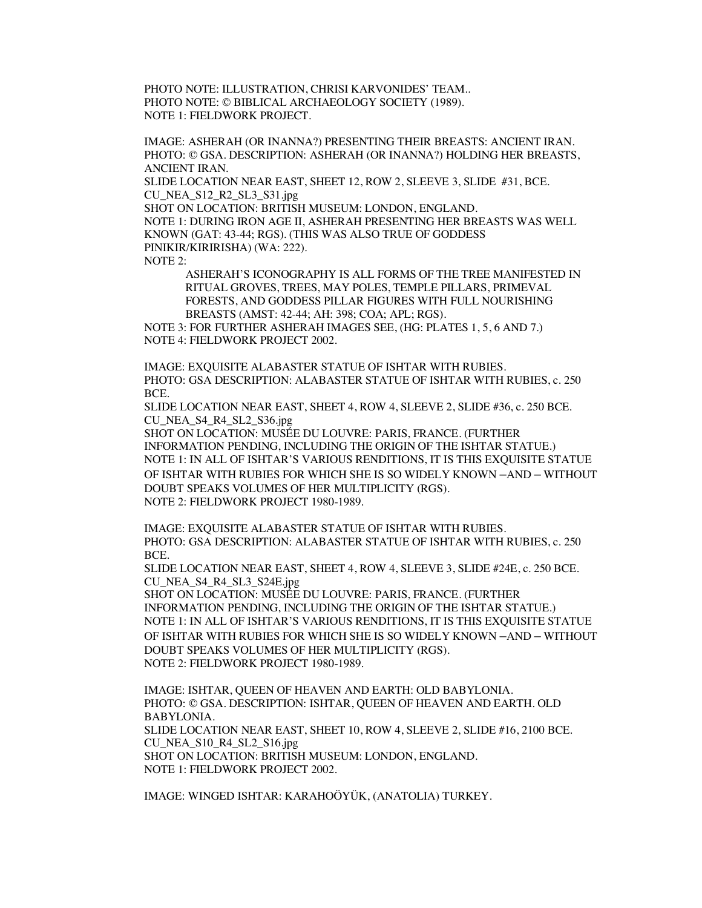PHOTO NOTE: ILLUSTRATION, CHRISI KARVONIDES' TEAM..
PHOTO NOTE: © BIBLICAL ARCHAEOLOGY SOCIETY (1989).
NOTE 1: FIELDWORK PROJECT.

IMAGE: ASHERAH (OR INANNA?) PRESENTING THEIR BREASTS: ANCIENT IRAN.
PHOTO: © GSA. DESCRIPTION: ASHERAH (OR INANNA?) HOLDING HER BREASTS, ANCIENT IRAN.
SLIDE LOCATION NEAR EAST, SHEET 12, ROW 2, SLEEVE 3, SLIDE #31, BCE.
CU_NEA_S12_R2_SL3_S31.jpg
SHOT ON LOCATION: BRITISH MUSEUM: LONDON, ENGLAND.
NOTE 1: DURING IRON AGE II, ASHERAH PRESENTING HER BREASTS WAS WELL KNOWN (GAT: 43-44; RGS). (THIS WAS ALSO TRUE OF GODDESS PINIKIR/KIRIRISHA) (WA: 222).
NOTE 2:

> ASHERAH'S ICONOGRAPHY IS ALL FORMS OF THE TREE MANIFESTED IN RITUAL GROVES, TREES, MAY POLES, TEMPLE PILLARS, PRIMEVAL FORESTS, AND GODDESS PILLAR FIGURES WITH FULL NOURISHING BREASTS (AMST: 42-44; AH: 398; COA; APL; RGS).

NOTE 3: FOR FURTHER ASHERAH IMAGES SEE, (HG: PLATES 1, 5, 6 AND 7.)
NOTE 4: FIELDWORK PROJECT 2002.

IMAGE: EXQUISITE ALABASTER STATUE OF ISHTAR WITH RUBIES.
PHOTO: GSA DESCRIPTION: ALABASTER STATUE OF ISHTAR WITH RUBIES, c. 250 BCE.
SLIDE LOCATION NEAR EAST, SHEET 4, ROW 4, SLEEVE 2, SLIDE #36, c. 250 BCE.
CU_NEA_S4_R4_SL2_S36.jpg
SHOT ON LOCATION: MUSÉE DU LOUVRE: PARIS, FRANCE. (FURTHER INFORMATION PENDING, INCLUDING THE ORIGIN OF THE ISHTAR STATUE.)
NOTE 1: IN ALL OF ISHTAR'S VARIOUS RENDITIONS, IT IS THIS EXQUISITE STATUE OF ISHTAR WITH RUBIES FOR WHICH SHE IS SO WIDELY KNOWN –AND – WITHOUT DOUBT SPEAKS VOLUMES OF HER MULTIPLICITY (RGS).
NOTE 2: FIELDWORK PROJECT 1980-1989.

IMAGE: EXQUISITE ALABASTER STATUE OF ISHTAR WITH RUBIES.
PHOTO: GSA DESCRIPTION: ALABASTER STATUE OF ISHTAR WITH RUBIES, c. 250 BCE.
SLIDE LOCATION NEAR EAST, SHEET 4, ROW 4, SLEEVE 3, SLIDE #24E, c. 250 BCE.
CU_NEA_S4_R4_SL3_S24E.jpg
SHOT ON LOCATION: MUSÉE DU LOUVRE: PARIS, FRANCE. (FURTHER INFORMATION PENDING, INCLUDING THE ORIGIN OF THE ISHTAR STATUE.)
NOTE 1: IN ALL OF ISHTAR'S VARIOUS RENDITIONS, IT IS THIS EXQUISITE STATUE OF ISHTAR WITH RUBIES FOR WHICH SHE IS SO WIDELY KNOWN –AND – WITHOUT DOUBT SPEAKS VOLUMES OF HER MULTIPLICITY (RGS).
NOTE 2: FIELDWORK PROJECT 1980-1989.

IMAGE: ISHTAR, QUEEN OF HEAVEN AND EARTH: OLD BABYLONIA.
PHOTO: © GSA. DESCRIPTION: ISHTAR, QUEEN OF HEAVEN AND EARTH. OLD BABYLONIA.
SLIDE LOCATION NEAR EAST, SHEET 10, ROW 4, SLEEVE 2, SLIDE #16, 2100 BCE.
CU_NEA_S10_R4_SL2_S16.jpg
SHOT ON LOCATION: BRITISH MUSEUM: LONDON, ENGLAND.
NOTE 1: FIELDWORK PROJECT 2002.

IMAGE: WINGED ISHTAR: KARAHOÖYÜK, (ANATOLIA) TURKEY.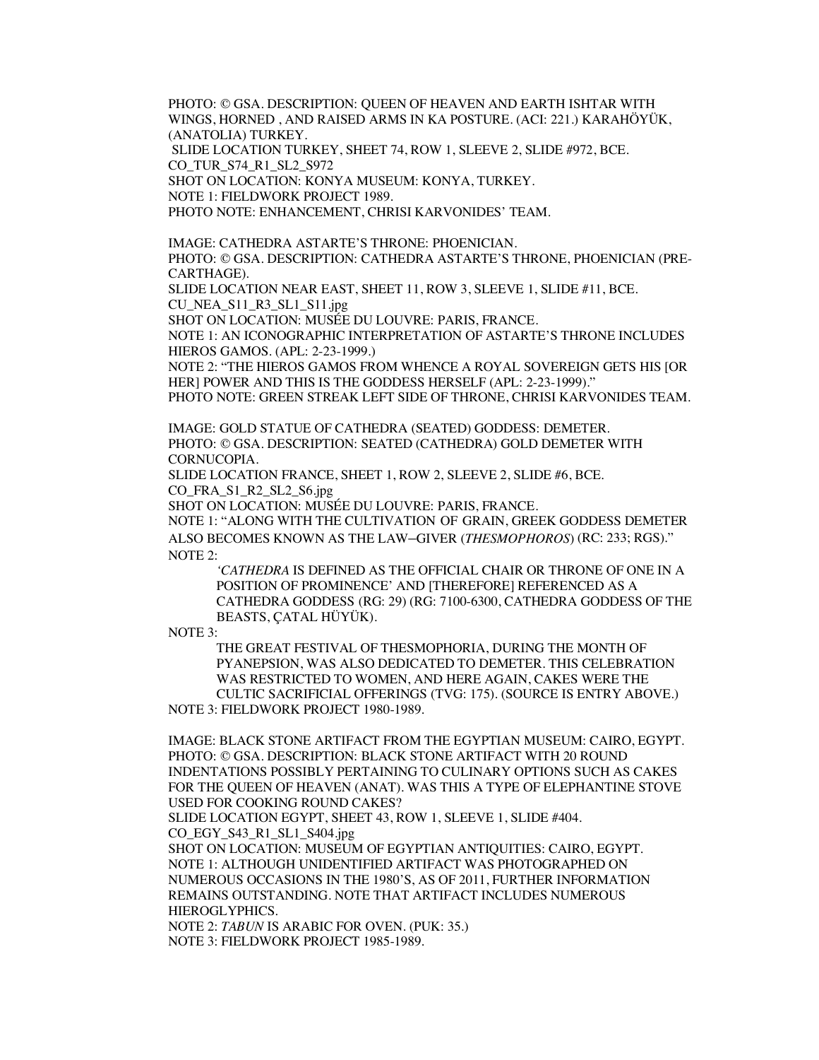PHOTO: © GSA. DESCRIPTION: QUEEN OF HEAVEN AND EARTH ISHTAR WITH WINGS, HORNED , AND RAISED ARMS IN KA POSTURE. (ACI: 221.) KARAHÖYÜK, (ANATOLIA) TURKEY.
SLIDE LOCATION TURKEY, SHEET 74, ROW 1, SLEEVE 2, SLIDE #972, BCE.
CO_TUR_S74_R1_SL2_S972
SHOT ON LOCATION: KONYA MUSEUM: KONYA, TURKEY.
NOTE 1: FIELDWORK PROJECT 1989.
PHOTO NOTE: ENHANCEMENT, CHRISI KARVONIDES' TEAM.

IMAGE: CATHEDRA ASTARTE'S THRONE: PHOENICIAN.
PHOTO: © GSA. DESCRIPTION: CATHEDRA ASTARTE'S THRONE, PHOENICIAN (PRE-CARTHAGE).
SLIDE LOCATION NEAR EAST, SHEET 11, ROW 3, SLEEVE 1, SLIDE #11, BCE.
CU_NEA_S11_R3_SL1_S11.jpg
SHOT ON LOCATION: MUSÉE DU LOUVRE: PARIS, FRANCE.
NOTE 1: AN ICONOGRAPHIC INTERPRETATION OF ASTARTE'S THRONE INCLUDES HIEROS GAMOS. (APL: 2-23-1999.)
NOTE 2: "THE HIEROS GAMOS FROM WHENCE A ROYAL SOVEREIGN GETS HIS [OR HER] POWER AND THIS IS THE GODDESS HERSELF (APL: 2-23-1999)."
PHOTO NOTE: GREEN STREAK LEFT SIDE OF THRONE, CHRISI KARVONIDES TEAM.

IMAGE: GOLD STATUE OF CATHEDRA (SEATED) GODDESS: DEMETER.
PHOTO: © GSA. DESCRIPTION: SEATED (CATHEDRA) GOLD DEMETER WITH CORNUCOPIA.
SLIDE LOCATION FRANCE, SHEET 1, ROW 2, SLEEVE 2, SLIDE #6, BCE.
CO_FRA_S1_R2_SL2_S6.jpg
SHOT ON LOCATION: MUSÉE DU LOUVRE: PARIS, FRANCE.
NOTE 1: "ALONG WITH THE CULTIVATION OF GRAIN, GREEK GODDESS DEMETER ALSO BECOMES KNOWN AS THE LAW–GIVER (*THESMOPHOROS*) (RC: 233; RGS)."
NOTE 2:

> '*CATHEDRA* IS DEFINED AS THE OFFICIAL CHAIR OR THRONE OF ONE IN A POSITION OF PROMINENCE' AND [THEREFORE] REFERENCED AS A CATHEDRA GODDESS (RG: 29) (RG: 7100-6300, CATHEDRA GODDESS OF THE BEASTS, ÇATAL HÜYÜK).

NOTE 3:

> THE GREAT FESTIVAL OF THESMOPHORIA, DURING THE MONTH OF PYANEPSION, WAS ALSO DEDICATED TO DEMETER. THIS CELEBRATION WAS RESTRICTED TO WOMEN, AND HERE AGAIN, CAKES WERE THE CULTIC SACRIFICIAL OFFERINGS (TVG: 175). (SOURCE IS ENTRY ABOVE.)

NOTE 3: FIELDWORK PROJECT 1980-1989.

IMAGE: BLACK STONE ARTIFACT FROM THE EGYPTIAN MUSEUM: CAIRO, EGYPT.
PHOTO: © GSA. DESCRIPTION: BLACK STONE ARTIFACT WITH 20 ROUND INDENTATIONS POSSIBLY PERTAINING TO CULINARY OPTIONS SUCH AS CAKES FOR THE QUEEN OF HEAVEN (ANAT). WAS THIS A TYPE OF ELEPHANTINE STOVE USED FOR COOKING ROUND CAKES?
SLIDE LOCATION EGYPT, SHEET 43, ROW 1, SLEEVE 1, SLIDE #404.
CO_EGY_S43_R1_SL1_S404.jpg
SHOT ON LOCATION: MUSEUM OF EGYPTIAN ANTIQUITIES: CAIRO, EGYPT.
NOTE 1: ALTHOUGH UNIDENTIFIED ARTIFACT WAS PHOTOGRAPHED ON NUMEROUS OCCASIONS IN THE 1980'S, AS OF 2011, FURTHER INFORMATION REMAINS OUTSTANDING. NOTE THAT ARTIFACT INCLUDES NUMEROUS HIEROGLYPHICS.
NOTE 2: *TABUN* IS ARABIC FOR OVEN. (PUK: 35.)
NOTE 3: FIELDWORK PROJECT 1985-1989.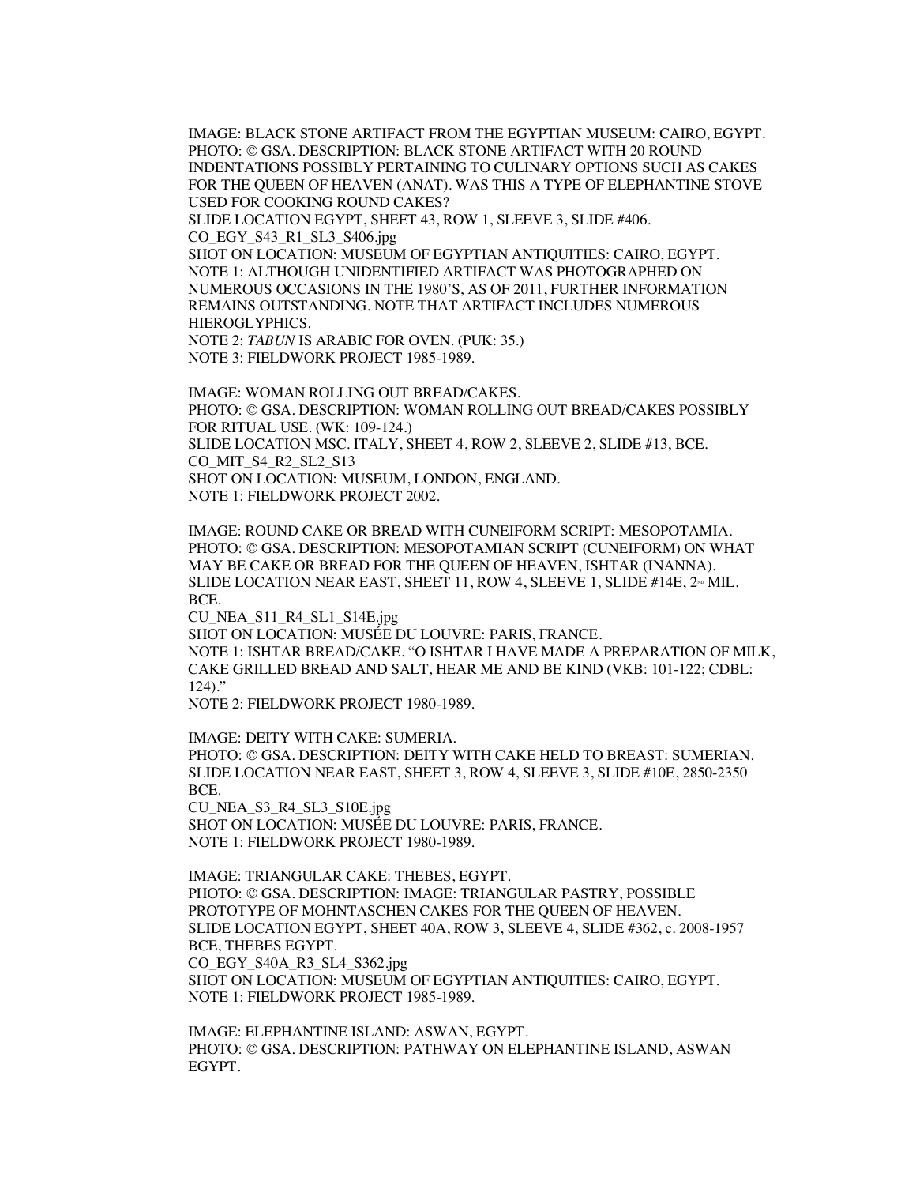IMAGE: BLACK STONE ARTIFACT FROM THE EGYPTIAN MUSEUM: CAIRO, EGYPT.
PHOTO: © GSA. DESCRIPTION: BLACK STONE ARTIFACT WITH 20 ROUND INDENTATIONS POSSIBLY PERTAINING TO CULINARY OPTIONS SUCH AS CAKES FOR THE QUEEN OF HEAVEN (ANAT). WAS THIS A TYPE OF ELEPHANTINE STOVE USED FOR COOKING ROUND CAKES?
SLIDE LOCATION EGYPT, SHEET 43, ROW 1, SLEEVE 3, SLIDE #406.
CO_EGY_S43_R1_SL3_S406.jpg
SHOT ON LOCATION: MUSEUM OF EGYPTIAN ANTIQUITIES: CAIRO, EGYPT.
NOTE 1: ALTHOUGH UNIDENTIFIED ARTIFACT WAS PHOTOGRAPHED ON NUMEROUS OCCASIONS IN THE 1980'S, AS OF 2011, FURTHER INFORMATION REMAINS OUTSTANDING. NOTE THAT ARTIFACT INCLUDES NUMEROUS HIEROGLYPHICS.
NOTE 2: *TABUN* IS ARABIC FOR OVEN. (PUK: 35.)
NOTE 3: FIELDWORK PROJECT 1985-1989.

IMAGE: WOMAN ROLLING OUT BREAD/CAKES.
PHOTO: © GSA. DESCRIPTION: WOMAN ROLLING OUT BREAD/CAKES POSSIBLY FOR RITUAL USE. (WK: 109-124.)
SLIDE LOCATION MSC. ITALY, SHEET 4, ROW 2, SLEEVE 2, SLIDE #13, BCE.
CO_MIT_S4_R2_SL2_S13
SHOT ON LOCATION: MUSEUM, LONDON, ENGLAND.
NOTE 1: FIELDWORK PROJECT 2002.

IMAGE: ROUND CAKE OR BREAD WITH CUNEIFORM SCRIPT: MESOPOTAMIA.
PHOTO: © GSA. DESCRIPTION: MESOPOTAMIAN SCRIPT (CUNEIFORM) ON WHAT MAY BE CAKE OR BREAD FOR THE QUEEN OF HEAVEN, ISHTAR (INANNA).
SLIDE LOCATION NEAR EAST, SHEET 11, ROW 4, SLEEVE 1, SLIDE #14E, 2ND MIL. BCE.
CU_NEA_S11_R4_SL1_S14E.jpg
SHOT ON LOCATION: MUSÉE DU LOUVRE: PARIS, FRANCE.
NOTE 1: ISHTAR BREAD/CAKE. "O ISHTAR I HAVE MADE A PREPARATION OF MILK, CAKE GRILLED BREAD AND SALT, HEAR ME AND BE KIND (VKB: 101-122; CDBL: 124)."
NOTE 2: FIELDWORK PROJECT 1980-1989.

IMAGE: DEITY WITH CAKE: SUMERIA.
PHOTO: © GSA. DESCRIPTION: DEITY WITH CAKE HELD TO BREAST: SUMERIAN.
SLIDE LOCATION NEAR EAST, SHEET 3, ROW 4, SLEEVE 3, SLIDE #10E, 2850-2350 BCE.
CU_NEA_S3_R4_SL3_S10E.jpg
SHOT ON LOCATION: MUSÉE DU LOUVRE: PARIS, FRANCE.
NOTE 1: FIELDWORK PROJECT 1980-1989.

IMAGE: TRIANGULAR CAKE: THEBES, EGYPT.
PHOTO: © GSA. DESCRIPTION: IMAGE: TRIANGULAR PASTRY, POSSIBLE PROTOTYPE OF MOHNTASCHEN CAKES FOR THE QUEEN OF HEAVEN.
SLIDE LOCATION EGYPT, SHEET 40A, ROW 3, SLEEVE 4, SLIDE #362, c. 2008-1957 BCE, THEBES EGYPT.
CO_EGY_S40A_R3_SL4_S362.jpg
SHOT ON LOCATION: MUSEUM OF EGYPTIAN ANTIQUITIES: CAIRO, EGYPT.
NOTE 1: FIELDWORK PROJECT 1985-1989.

IMAGE: ELEPHANTINE ISLAND: ASWAN, EGYPT.
PHOTO: © GSA. DESCRIPTION: PATHWAY ON ELEPHANTINE ISLAND, ASWAN EGYPT.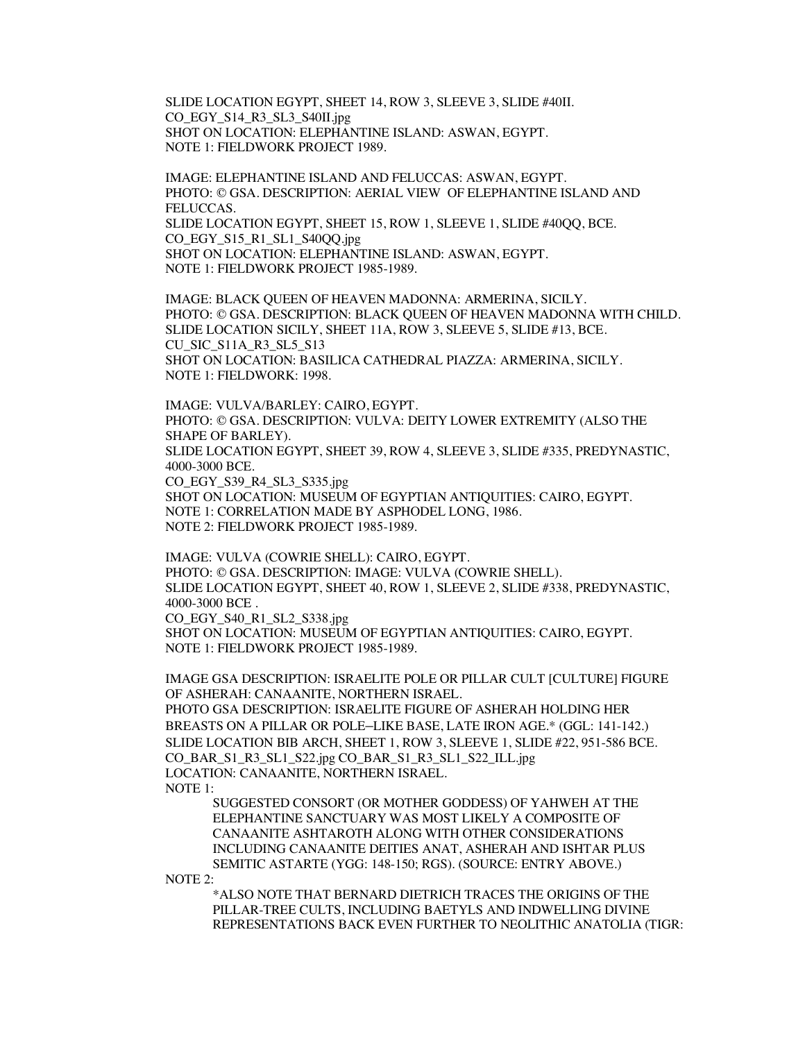SLIDE LOCATION EGYPT, SHEET 14, ROW 3, SLEEVE 3, SLIDE #40II.
CO_EGY_S14_R3_SL3_S40II.jpg
SHOT ON LOCATION: ELEPHANTINE ISLAND: ASWAN, EGYPT.
NOTE 1: FIELDWORK PROJECT 1989.

IMAGE: ELEPHANTINE ISLAND AND FELUCCAS: ASWAN, EGYPT.
PHOTO: © GSA. DESCRIPTION: AERIAL VIEW OF ELEPHANTINE ISLAND AND FELUCCAS.
SLIDE LOCATION EGYPT, SHEET 15, ROW 1, SLEEVE 1, SLIDE #40QQ, BCE.
CO_EGY_S15_R1_SL1_S40QQ.jpg
SHOT ON LOCATION: ELEPHANTINE ISLAND: ASWAN, EGYPT.
NOTE 1: FIELDWORK PROJECT 1985-1989.

IMAGE: BLACK QUEEN OF HEAVEN MADONNA: ARMERINA, SICILY.
PHOTO: © GSA. DESCRIPTION: BLACK QUEEN OF HEAVEN MADONNA WITH CHILD.
SLIDE LOCATION SICILY, SHEET 11A, ROW 3, SLEEVE 5, SLIDE #13, BCE.
CU_SIC_S11A_R3_SL5_S13
SHOT ON LOCATION: BASILICA CATHEDRAL PIAZZA: ARMERINA, SICILY.
NOTE 1: FIELDWORK: 1998.

IMAGE: VULVA/BARLEY: CAIRO, EGYPT.
PHOTO: © GSA. DESCRIPTION: VULVA: DEITY LOWER EXTREMITY (ALSO THE SHAPE OF BARLEY).
SLIDE LOCATION EGYPT, SHEET 39, ROW 4, SLEEVE 3, SLIDE #335, PREDYNASTIC, 4000-3000 BCE.
CO_EGY_S39_R4_SL3_S335.jpg
SHOT ON LOCATION: MUSEUM OF EGYPTIAN ANTIQUITIES: CAIRO, EGYPT.
NOTE 1: CORRELATION MADE BY ASPHODEL LONG, 1986.
NOTE 2: FIELDWORK PROJECT 1985-1989.

IMAGE: VULVA (COWRIE SHELL): CAIRO, EGYPT.
PHOTO: © GSA. DESCRIPTION: IMAGE: VULVA (COWRIE SHELL).
SLIDE LOCATION EGYPT, SHEET 40, ROW 1, SLEEVE 2, SLIDE #338, PREDYNASTIC, 4000-3000 BCE .
CO_EGY_S40_R1_SL2_S338.jpg
SHOT ON LOCATION: MUSEUM OF EGYPTIAN ANTIQUITIES: CAIRO, EGYPT.
NOTE 1: FIELDWORK PROJECT 1985-1989.

IMAGE GSA DESCRIPTION: ISRAELITE POLE OR PILLAR CULT [CULTURE] FIGURE OF ASHERAH: CANAANITE, NORTHERN ISRAEL.
PHOTO GSA DESCRIPTION: ISRAELITE FIGURE OF ASHERAH HOLDING HER BREASTS ON A PILLAR OR POLE–LIKE BASE, LATE IRON AGE.* (GGL: 141-142.)
SLIDE LOCATION BIB ARCH, SHEET 1, ROW 3, SLEEVE 1, SLIDE #22, 951-586 BCE.
CO_BAR_S1_R3_SL1_S22.jpg CO_BAR_S1_R3_SL1_S22_ILL.jpg
LOCATION: CANAANITE, NORTHERN ISRAEL.
NOTE 1:

> SUGGESTED CONSORT (OR MOTHER GODDESS) OF YAHWEH AT THE ELEPHANTINE SANCTUARY WAS MOST LIKELY A COMPOSITE OF CANAANITE ASHTAROTH ALONG WITH OTHER CONSIDERATIONS INCLUDING CANAANITE DEITIES ANAT, ASHERAH AND ISHTAR PLUS SEMITIC ASTARTE (YGG: 148-150; RGS). (SOURCE: ENTRY ABOVE.)

NOTE 2:

> *ALSO NOTE THAT BERNARD DIETRICH TRACES THE ORIGINS OF THE PILLAR-TREE CULTS, INCLUDING BAETYLS AND INDWELLING DIVINE REPRESENTATIONS BACK EVEN FURTHER TO NEOLITHIC ANATOLIA (TIGR: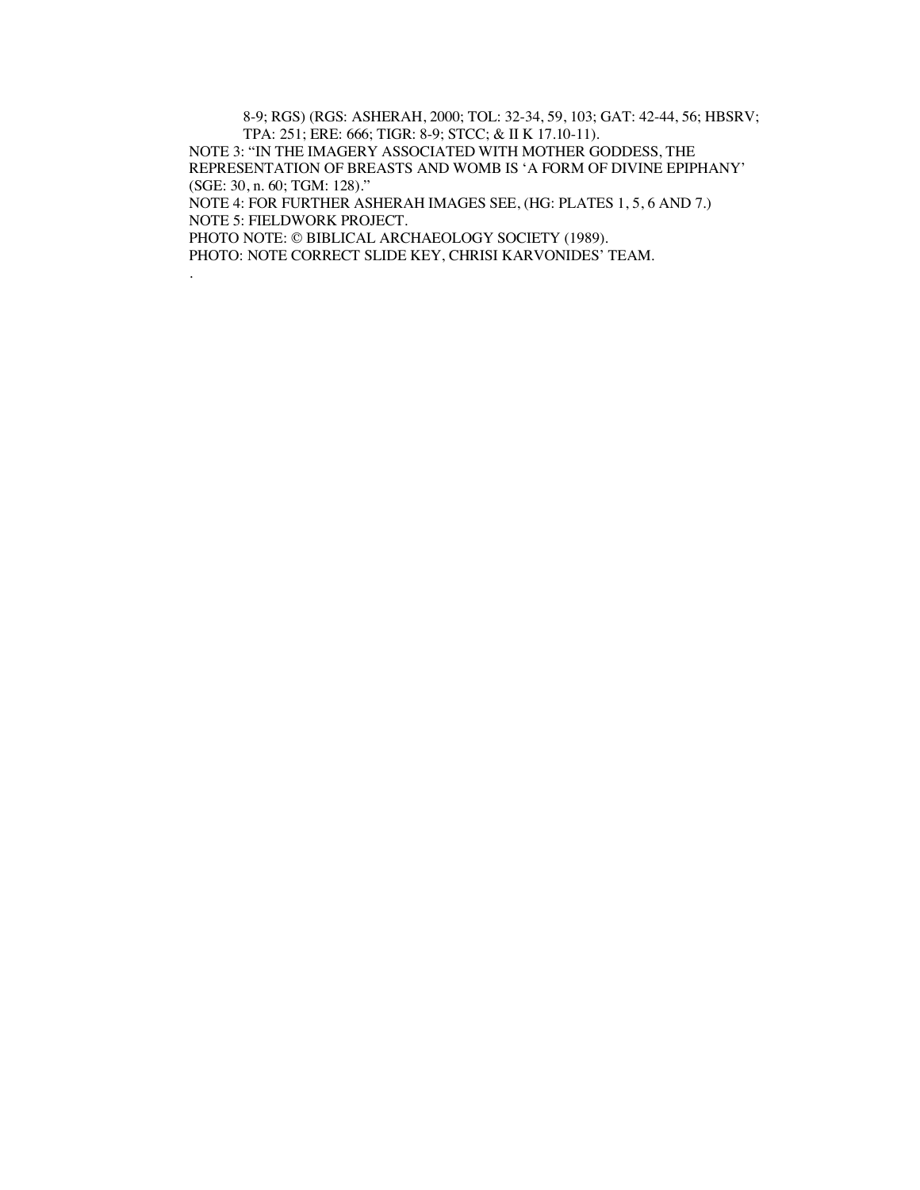8-9; RGS) (RGS: ASHERAH, 2000; TOL: 32-34, 59, 103; GAT: 42-44, 56; HBSRV; TPA: 251; ERE: 666; TIGR: 8-9; STCC; & II K 17.10-11).

NOTE 3: "IN THE IMAGERY ASSOCIATED WITH MOTHER GODDESS, THE REPRESENTATION OF BREASTS AND WOMB IS 'A FORM OF DIVINE EPIPHANY' (SGE: 30, n. 60; TGM: 128)."

NOTE 4: FOR FURTHER ASHERAH IMAGES SEE, (HG: PLATES 1, 5, 6 AND 7.)

NOTE 5: FIELDWORK PROJECT.

PHOTO NOTE: © BIBLICAL ARCHAEOLOGY SOCIETY (1989).

PHOTO: NOTE CORRECT SLIDE KEY, CHRISI KARVONIDES' TEAM.

.